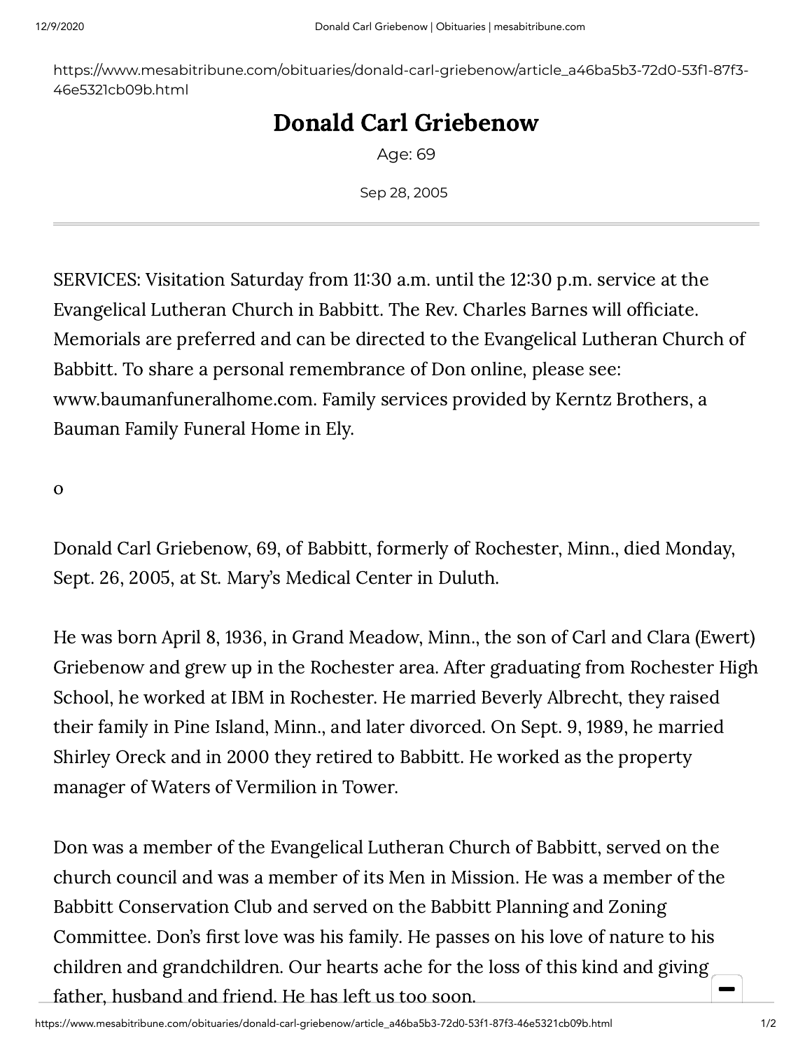https://www.mesabitribune.com/obituaries/donald-carl-griebenow/article_a46ba5b3-72d0-53f1-87f3-46e5321cb09b.html

# Donald Carl Griebenow

Age: 69

Sep 28, 2005

---

SERVICES: Visitation Saturday from 11:30 a.m. until the 12:30 p.m. service at the Evangelical Lutheran Church in Babbitt. The Rev. Charles Barnes will officiate. Memorials are preferred and can be directed to the Evangelical Lutheran Church of Babbitt. To share a personal remembrance of Don online, please see: www.baumanfuneralhome.com. Family services provided by Kerntz Brothers, a Bauman Family Funeral Home in Ely.

0

Donald Carl Griebenow, 69, of Babbitt, formerly of Rochester, Minn., died Monday, Sept. 26, 2005, at St. Mary's Medical Center in Duluth.

He was born April 8, 1936, in Grand Meadow, Minn., the son of Carl and Clara (Ewert) Griebenow and grew up in the Rochester area. After graduating from Rochester High School, he worked at IBM in Rochester. He married Beverly Albrecht, they raised their family in Pine Island, Minn., and later divorced. On Sept. 9, 1989, he married Shirley Oreck and in 2000 they retired to Babbitt. He worked as the property manager of Waters of Vermilion in Tower.

Don was a member of the Evangelical Lutheran Church of Babbitt, served on the church council and was a member of its Men in Mission. He was a member of the Babbitt Conservation Club and served on the Babbitt Planning and Zoning Committee. Don's first love was his family. He passes on his love of nature to his children and grandchildren. Our hearts ache for the loss of this kind and giving father, husband and friend. He has left us too soon.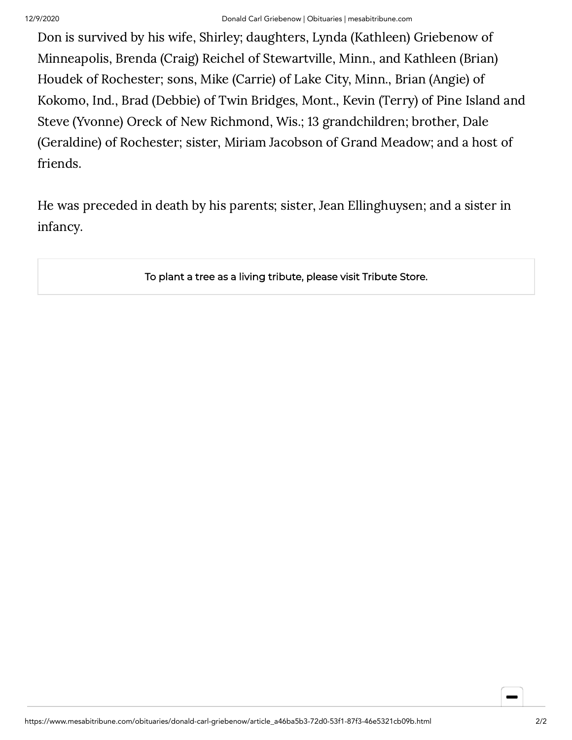Don is survived by his wife, Shirley; daughters, Lynda (Kathleen) Griebenow of Minneapolis, Brenda (Craig) Reichel of Stewartville, Minn., and Kathleen (Brian) Houdek of Rochester; sons, Mike (Carrie) of Lake City, Minn., Brian (Angie) of Kokomo, Ind., Brad (Debbie) of Twin Bridges, Mont., Kevin (Terry) of Pine Island and Steve (Yvonne) Oreck of New Richmond, Wis.; 13 grandchildren; brother, Dale (Geraldine) of Rochester; sister, Miriam Jacobson of Grand Meadow; and a host of friends.

He was preceded in death by his parents; sister, Jean Ellinghuysen; and a sister in infancy.

To plant a tree as a living tribute, please visit Tribute Store.